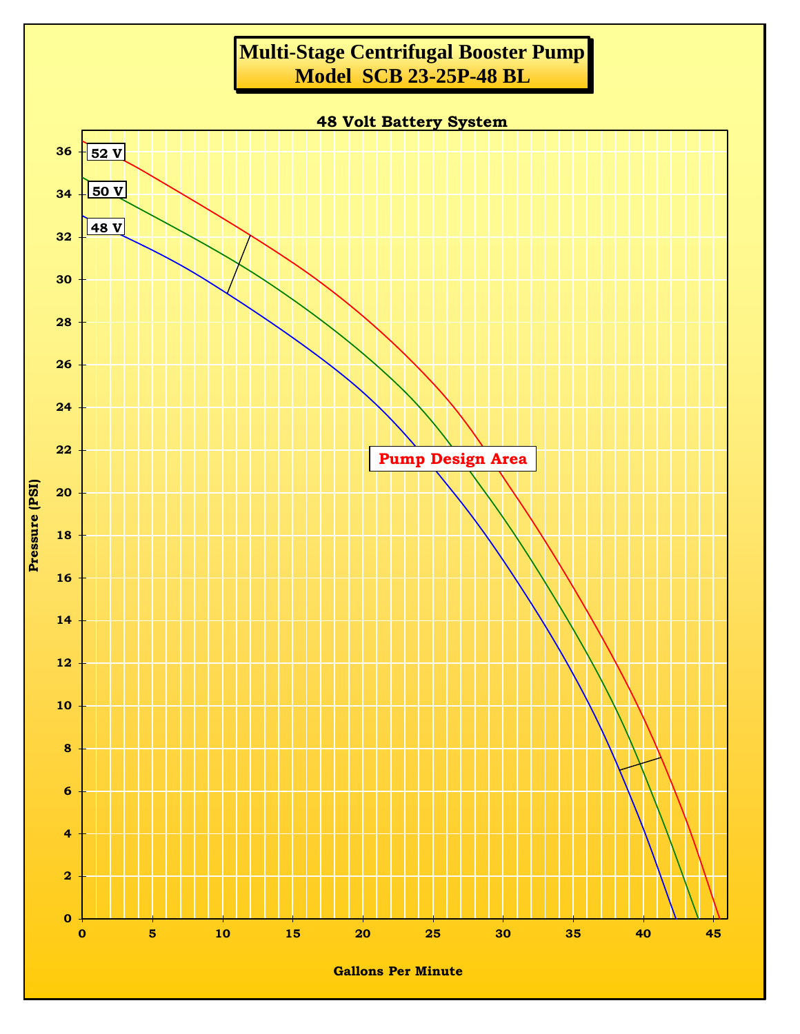# Multi-Stage Centrifugal Booster Pump
# Model SCB 23-25P-48 BL

**48 Volt Battery System**

52 V

50 V

48 V

**Pump Design Area**

Pressure (PSI): 0, 2, 4, 6, 8, 10, 12, 14, 16, 18, 20, 22, 24, 26, 28, 30, 32, 34, 36

Gallons Per Minute: 0, 5, 10, 15, 20, 25, 30, 35, 40, 45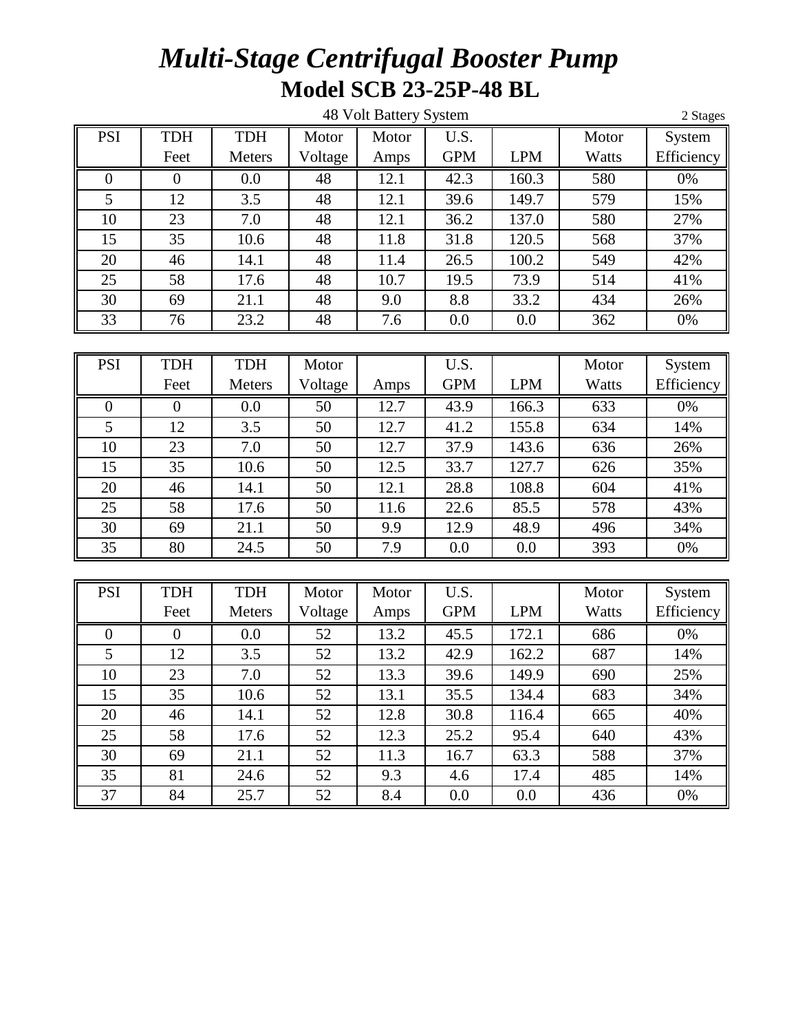# *Multi-Stage Centrifugal Booster Pump*

## Model SCB 23-25P-48 BL

48 Volt Battery System 2 Stages

| PSI | TDH Feet | TDH Meters | Motor Voltage | Motor Amps | U.S. GPM | LPM | Motor Watts | System Efficiency |
|---|---|---|---|---|---|---|---|---|
| 0 | 0 | 0.0 | 48 | 12.1 | 42.3 | 160.3 | 580 | 0% |
| 5 | 12 | 3.5 | 48 | 12.1 | 39.6 | 149.7 | 579 | 15% |
| 10 | 23 | 7.0 | 48 | 12.1 | 36.2 | 137.0 | 580 | 27% |
| 15 | 35 | 10.6 | 48 | 11.8 | 31.8 | 120.5 | 568 | 37% |
| 20 | 46 | 14.1 | 48 | 11.4 | 26.5 | 100.2 | 549 | 42% |
| 25 | 58 | 17.6 | 48 | 10.7 | 19.5 | 73.9 | 514 | 41% |
| 30 | 69 | 21.1 | 48 | 9.0 | 8.8 | 33.2 | 434 | 26% |
| 33 | 76 | 23.2 | 48 | 7.6 | 0.0 | 0.0 | 362 | 0% |

| PSI | TDH Feet | TDH Meters | Motor Voltage | Amps | U.S. GPM | LPM | Motor Watts | System Efficiency |
|---|---|---|---|---|---|---|---|---|
| 0 | 0 | 0.0 | 50 | 12.7 | 43.9 | 166.3 | 633 | 0% |
| 5 | 12 | 3.5 | 50 | 12.7 | 41.2 | 155.8 | 634 | 14% |
| 10 | 23 | 7.0 | 50 | 12.7 | 37.9 | 143.6 | 636 | 26% |
| 15 | 35 | 10.6 | 50 | 12.5 | 33.7 | 127.7 | 626 | 35% |
| 20 | 46 | 14.1 | 50 | 12.1 | 28.8 | 108.8 | 604 | 41% |
| 25 | 58 | 17.6 | 50 | 11.6 | 22.6 | 85.5 | 578 | 43% |
| 30 | 69 | 21.1 | 50 | 9.9 | 12.9 | 48.9 | 496 | 34% |
| 35 | 80 | 24.5 | 50 | 7.9 | 0.0 | 0.0 | 393 | 0% |

| PSI | TDH Feet | TDH Meters | Motor Voltage | Motor Amps | U.S. GPM | LPM | Motor Watts | System Efficiency |
|---|---|---|---|---|---|---|---|---|
| 0 | 0 | 0.0 | 52 | 13.2 | 45.5 | 172.1 | 686 | 0% |
| 5 | 12 | 3.5 | 52 | 13.2 | 42.9 | 162.2 | 687 | 14% |
| 10 | 23 | 7.0 | 52 | 13.3 | 39.6 | 149.9 | 690 | 25% |
| 15 | 35 | 10.6 | 52 | 13.1 | 35.5 | 134.4 | 683 | 34% |
| 20 | 46 | 14.1 | 52 | 12.8 | 30.8 | 116.4 | 665 | 40% |
| 25 | 58 | 17.6 | 52 | 12.3 | 25.2 | 95.4 | 640 | 43% |
| 30 | 69 | 21.1 | 52 | 11.3 | 16.7 | 63.3 | 588 | 37% |
| 35 | 81 | 24.6 | 52 | 9.3 | 4.6 | 17.4 | 485 | 14% |
| 37 | 84 | 25.7 | 52 | 8.4 | 0.0 | 0.0 | 436 | 0% |